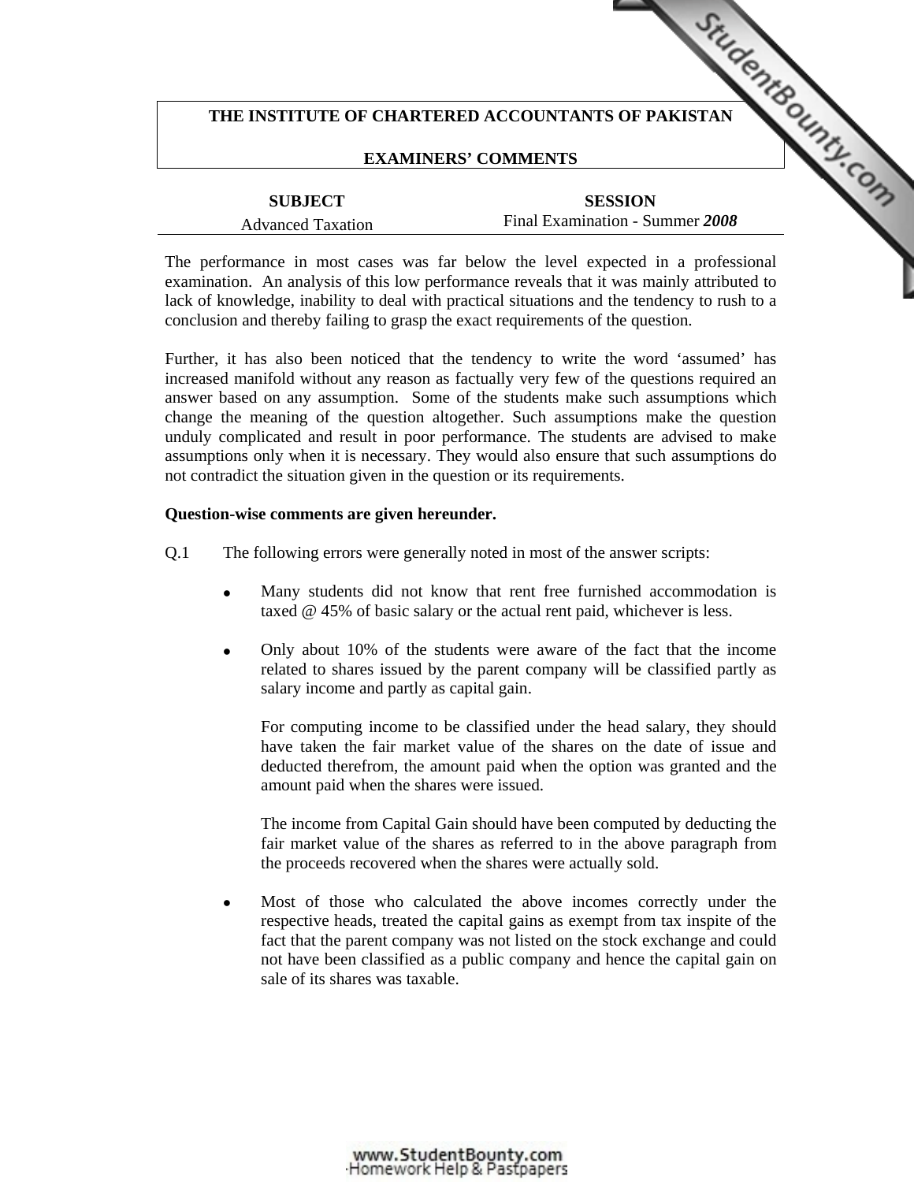# THE INSTITUTE OF CHARTERED ACCOUNTANTS OF PAKISTAN

## EXAMINERS' COMMENTS

| SUBJECT | SESSION |
|---|---|
| Advanced Taxation | Final Examination - Summer ***2008*** |

The performance in most cases was far below the level expected in a professional examination. An analysis of this low performance reveals that it was mainly attributed to lack of knowledge, inability to deal with practical situations and the tendency to rush to a conclusion and thereby failing to grasp the exact requirements of the question.

Further, it has also been noticed that the tendency to write the word 'assumed' has increased manifold without any reason as factually very few of the questions required an answer based on any assumption. Some of the students make such assumptions which change the meaning of the question altogether. Such assumptions make the question unduly complicated and result in poor performance. The students are advised to make assumptions only when it is necessary. They would also ensure that such assumptions do not contradict the situation given in the question or its requirements.

**Question-wise comments are given hereunder.**

Q.1 The following errors were generally noted in most of the answer scripts:

- Many students did not know that rent free furnished accommodation is taxed @ 45% of basic salary or the actual rent paid, whichever is less.

- Only about 10% of the students were aware of the fact that the income related to shares issued by the parent company will be classified partly as salary income and partly as capital gain.

  For computing income to be classified under the head salary, they should have taken the fair market value of the shares on the date of issue and deducted therefrom, the amount paid when the option was granted and the amount paid when the shares were issued.

  The income from Capital Gain should have been computed by deducting the fair market value of the shares as referred to in the above paragraph from the proceeds recovered when the shares were actually sold.

- Most of those who calculated the above incomes correctly under the respective heads, treated the capital gains as exempt from tax inspite of the fact that the parent company was not listed on the stock exchange and could not have been classified as a public company and hence the capital gain on sale of its shares was taxable.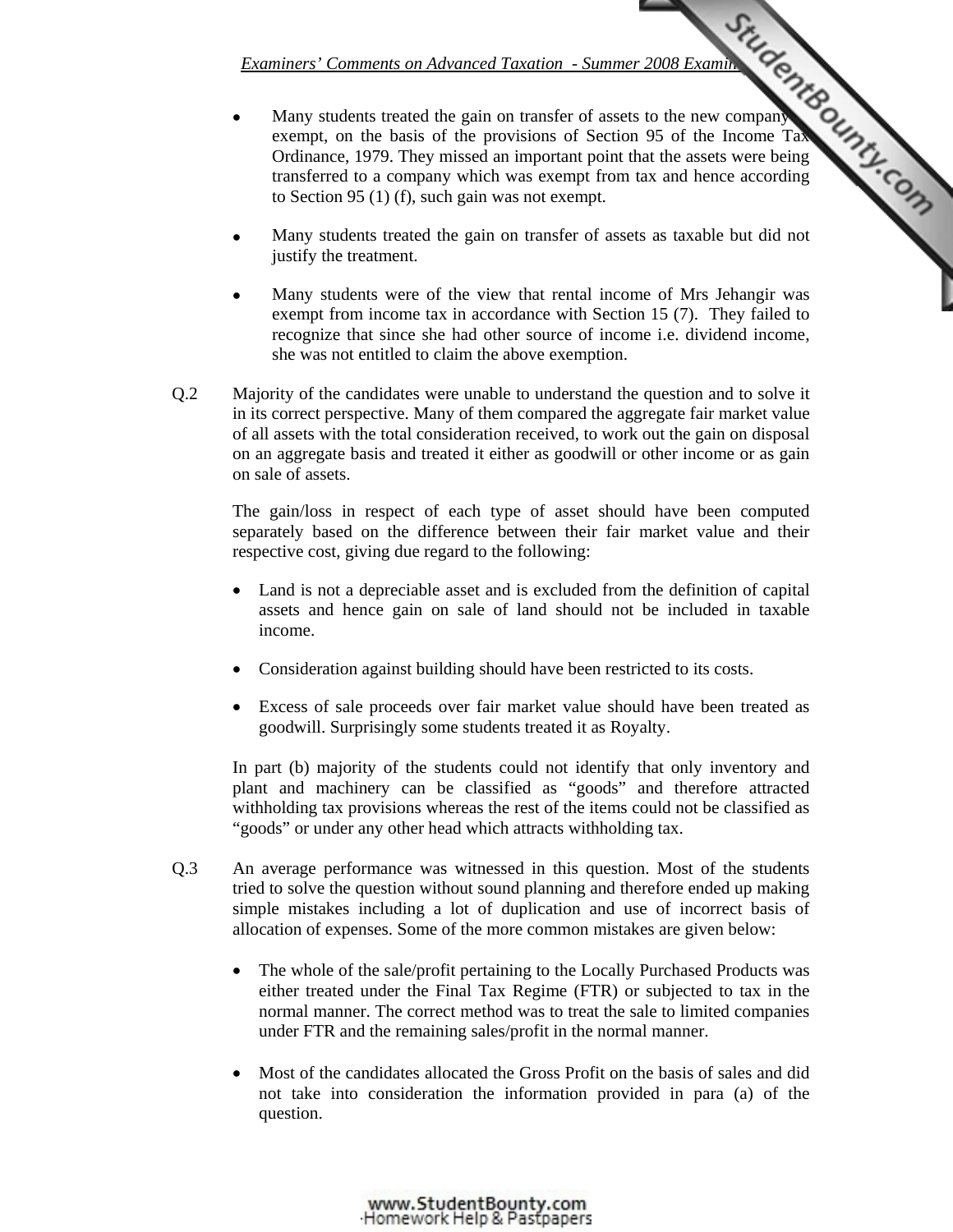- Many students treated the gain on transfer of assets to the new company as exempt, on the basis of the provisions of Section 95 of the Income Tax Ordinance, 1979. They missed an important point that the assets were being transferred to a company which was exempt from tax and hence according to Section 95 (1) (f), such gain was not exempt.

- Many students treated the gain on transfer of assets as taxable but did not justify the treatment.

- Many students were of the view that rental income of Mrs Jehangir was exempt from income tax in accordance with Section 15 (7). They failed to recognize that since she had other source of income i.e. dividend income, she was not entitled to claim the above exemption.

Q.2 Majority of the candidates were unable to understand the question and to solve it in its correct perspective. Many of them compared the aggregate fair market value of all assets with the total consideration received, to work out the gain on disposal on an aggregate basis and treated it either as goodwill or other income or as gain on sale of assets.

The gain/loss in respect of each type of asset should have been computed separately based on the difference between their fair market value and their respective cost, giving due regard to the following:

- Land is not a depreciable asset and is excluded from the definition of capital assets and hence gain on sale of land should not be included in taxable income.
- Consideration against building should have been restricted to its costs.
- Excess of sale proceeds over fair market value should have been treated as goodwill. Surprisingly some students treated it as Royalty.

In part (b) majority of the students could not identify that only inventory and plant and machinery can be classified as "goods" and therefore attracted withholding tax provisions whereas the rest of the items could not be classified as "goods" or under any other head which attracts withholding tax.

Q.3 An average performance was witnessed in this question. Most of the students tried to solve the question without sound planning and therefore ended up making simple mistakes including a lot of duplication and use of incorrect basis of allocation of expenses. Some of the more common mistakes are given below:

- The whole of the sale/profit pertaining to the Locally Purchased Products was either treated under the Final Tax Regime (FTR) or subjected to tax in the normal manner. The correct method was to treat the sale to limited companies under FTR and the remaining sales/profit in the normal manner.
- Most of the candidates allocated the Gross Profit on the basis of sales and did not take into consideration the information provided in para (a) of the question.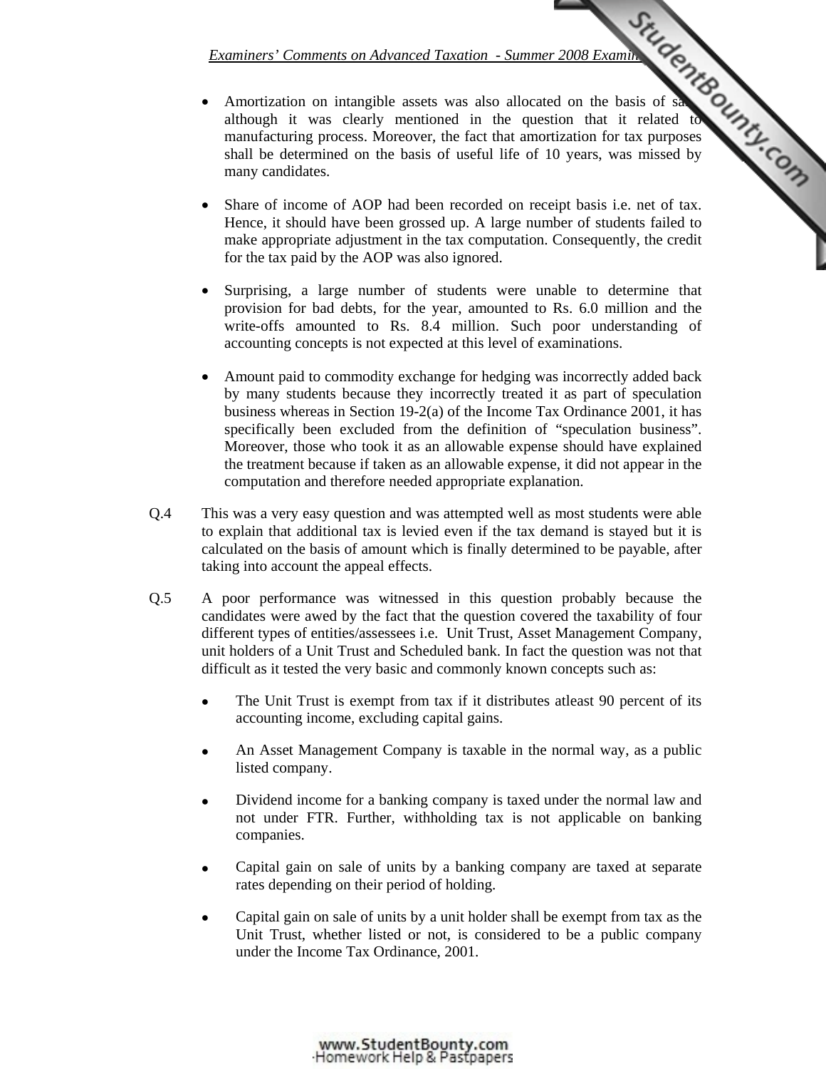- Amortization on intangible assets was also allocated on the basis of sales although it was clearly mentioned in the question that it related to manufacturing process. Moreover, the fact that amortization for tax purposes shall be determined on the basis of useful life of 10 years, was missed by many candidates.

- Share of income of AOP had been recorded on receipt basis i.e. net of tax. Hence, it should have been grossed up. A large number of students failed to make appropriate adjustment in the tax computation. Consequently, the credit for the tax paid by the AOP was also ignored.

- Surprising, a large number of students were unable to determine that provision for bad debts, for the year, amounted to Rs. 6.0 million and the write-offs amounted to Rs. 8.4 million. Such poor understanding of accounting concepts is not expected at this level of examinations.

- Amount paid to commodity exchange for hedging was incorrectly added back by many students because they incorrectly treated it as part of speculation business whereas in Section 19-2(a) of the Income Tax Ordinance 2001, it has specifically been excluded from the definition of "speculation business". Moreover, those who took it as an allowable expense should have explained the treatment because if taken as an allowable expense, it did not appear in the computation and therefore needed appropriate explanation.

Q.4 This was a very easy question and was attempted well as most students were able to explain that additional tax is levied even if the tax demand is stayed but it is calculated on the basis of amount which is finally determined to be payable, after taking into account the appeal effects.

Q.5 A poor performance was witnessed in this question probably because the candidates were awed by the fact that the question covered the taxability of four different types of entities/assessees i.e. Unit Trust, Asset Management Company, unit holders of a Unit Trust and Scheduled bank. In fact the question was not that difficult as it tested the very basic and commonly known concepts such as:

- The Unit Trust is exempt from tax if it distributes atleast 90 percent of its accounting income, excluding capital gains.

- An Asset Management Company is taxable in the normal way, as a public listed company.

- Dividend income for a banking company is taxed under the normal law and not under FTR. Further, withholding tax is not applicable on banking companies.

- Capital gain on sale of units by a banking company are taxed at separate rates depending on their period of holding.

- Capital gain on sale of units by a unit holder shall be exempt from tax as the Unit Trust, whether listed or not, is considered to be a public company under the Income Tax Ordinance, 2001.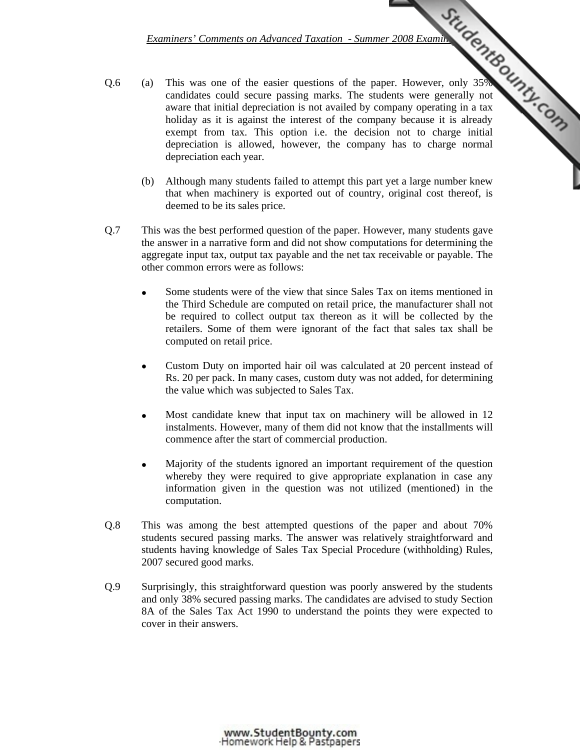Q.6 (a) This was one of the easier questions of the paper. However, only 35% candidates could secure passing marks. The students were generally not aware that initial depreciation is not availed by company operating in a tax holiday as it is against the interest of the company because it is already exempt from tax. This option i.e. the decision not to charge initial depreciation is allowed, however, the company has to charge normal depreciation each year.

(b) Although many students failed to attempt this part yet a large number knew that when machinery is exported out of country, original cost thereof, is deemed to be its sales price.

Q.7 This was the best performed question of the paper. However, many students gave the answer in a narrative form and did not show computations for determining the aggregate input tax, output tax payable and the net tax receivable or payable. The other common errors were as follows:

- Some students were of the view that since Sales Tax on items mentioned in the Third Schedule are computed on retail price, the manufacturer shall not be required to collect output tax thereon as it will be collected by the retailers. Some of them were ignorant of the fact that sales tax shall be computed on retail price.

- Custom Duty on imported hair oil was calculated at 20 percent instead of Rs. 20 per pack. In many cases, custom duty was not added, for determining the value which was subjected to Sales Tax.

- Most candidate knew that input tax on machinery will be allowed in 12 instalments. However, many of them did not know that the installments will commence after the start of commercial production.

- Majority of the students ignored an important requirement of the question whereby they were required to give appropriate explanation in case any information given in the question was not utilized (mentioned) in the computation.

Q.8 This was among the best attempted questions of the paper and about 70% students secured passing marks. The answer was relatively straightforward and students having knowledge of Sales Tax Special Procedure (withholding) Rules, 2007 secured good marks.

Q.9 Surprisingly, this straightforward question was poorly answered by the students and only 38% secured passing marks. The candidates are advised to study Section 8A of the Sales Tax Act 1990 to understand the points they were expected to cover in their answers.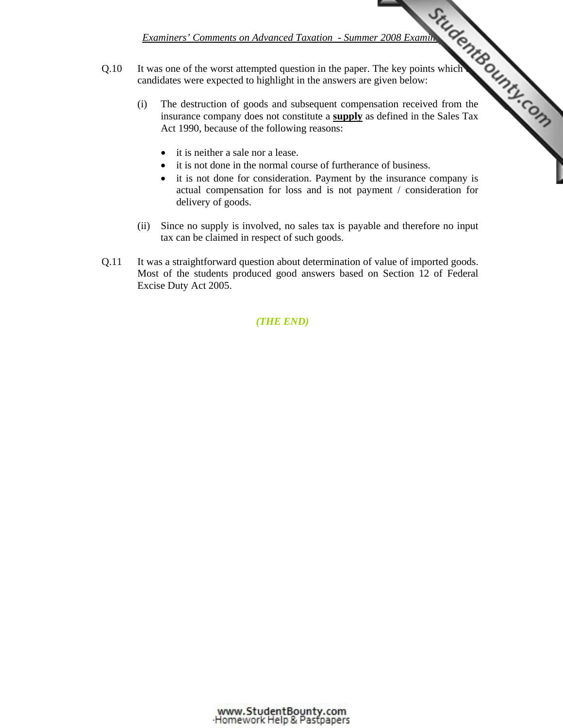Q.10 It was one of the worst attempted question in the paper. The key points which candidates were expected to highlight in the answers are given below:

(i) The destruction of goods and subsequent compensation received from the insurance company does not constitute a **supply** as defined in the Sales Tax Act 1990, because of the following reasons:

- it is neither a sale nor a lease.
- it is not done in the normal course of furtherance of business.
- it is not done for consideration. Payment by the insurance company is actual compensation for loss and is not payment / consideration for delivery of goods.

(ii) Since no supply is involved, no sales tax is payable and therefore no input tax can be claimed in respect of such goods.

Q.11 It was a straightforward question about determination of value of imported goods. Most of the students produced good answers based on Section 12 of Federal Excise Duty Act 2005.

*(THE END)*